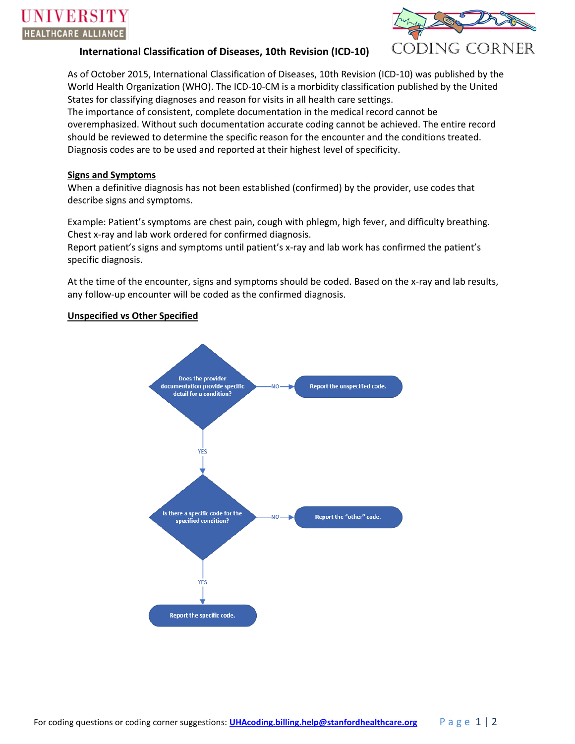# International Classification of Diseases, 10th Revision (ICD-10)

As of October 2015, International Classification of Diseases, 10th Revision (ICD-10) was published by the World Health Organization (WHO). The ICD-10-CM is a morbidity classification published by the United States for classifying diagnoses and reason for visits in all health care settings.
The importance of consistent, complete documentation in the medical record cannot be overemphasized. Without such documentation accurate coding cannot be achieved. The entire record should be reviewed to determine the specific reason for the encounter and the conditions treated. Diagnosis codes are to be used and reported at their highest level of specificity.

## Signs and Symptoms

When a definitive diagnosis has not been established (confirmed) by the provider, use codes that describe signs and symptoms.

Example: Patient's symptoms are chest pain, cough with phlegm, high fever, and difficulty breathing. Chest x-ray and lab work ordered for confirmed diagnosis.
Report patient's signs and symptoms until patient's x-ray and lab work has confirmed the patient's specific diagnosis.

At the time of the encounter, signs and symptoms should be coded. Based on the x-ray and lab results, any follow-up encounter will be coded as the confirmed diagnosis.

## Unspecified vs Other Specified

Does the provider documentation provide specific detail for a condition?

- NO → Report the unspecified code.
- YES → Is there a specific code for the specified condition?
  - NO → Report the "other" code.
  - YES → Report the specific code.

For coding questions or coding corner suggestions: UHAcoding.billing.help@stanfordhealthcare.org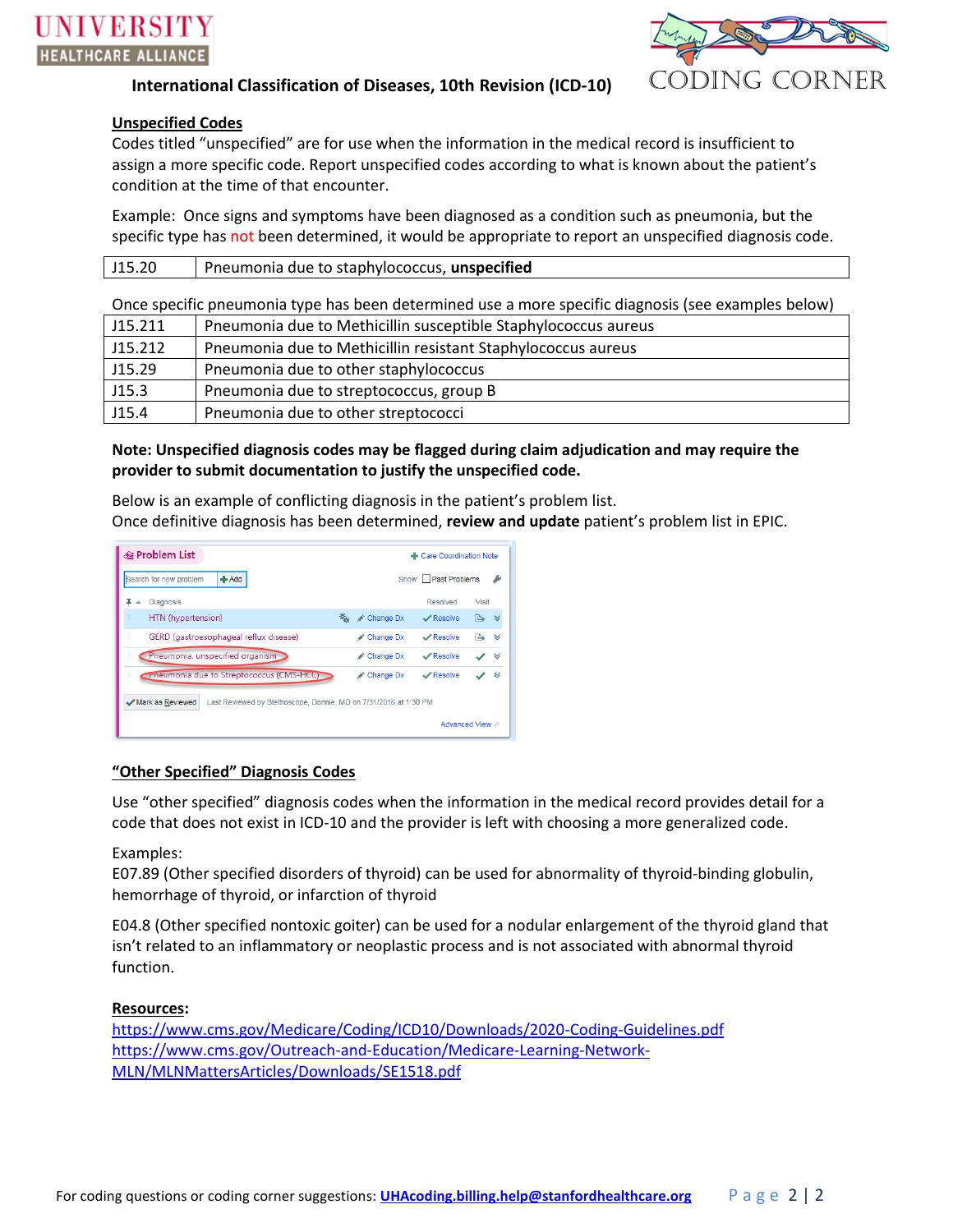International Classification of Diseases, 10th Revision (ICD-10)

## Unspecified Codes

Codes titled "unspecified" are for use when the information in the medical record is insufficient to assign a more specific code. Report unspecified codes according to what is known about the patient's condition at the time of that encounter.

Example: Once signs and symptoms have been diagnosed as a condition such as pneumonia, but the specific type has not been determined, it would be appropriate to report an unspecified diagnosis code.

| | |
|---|---|
| J15.20 | Pneumonia due to staphylococcus, **unspecified** |

Once specific pneumonia type has been determined use a more specific diagnosis (see examples below)

| | |
|---|---|
| J15.211 | Pneumonia due to Methicillin susceptible Staphylococcus aureus |
| J15.212 | Pneumonia due to Methicillin resistant Staphylococcus aureus |
| J15.29 | Pneumonia due to other staphylococcus |
| J15.3 | Pneumonia due to streptococcus, group B |
| J15.4 | Pneumonia due to other streptococci |

**Note: Unspecified diagnosis codes may be flagged during claim adjudication and may require the provider to submit documentation to justify the unspecified code.**

Below is an example of conflicting diagnosis in the patient's problem list.
Once definitive diagnosis has been determined, **review and update** patient's problem list in EPIC.

## "Other Specified" Diagnosis Codes

Use "other specified" diagnosis codes when the information in the medical record provides detail for a code that does not exist in ICD-10 and the provider is left with choosing a more generalized code.

Examples:
E07.89 (Other specified disorders of thyroid) can be used for abnormality of thyroid-binding globulin, hemorrhage of thyroid, or infarction of thyroid

E04.8 (Other specified nontoxic goiter) can be used for a nodular enlargement of the thyroid gland that isn't related to an inflammatory or neoplastic process and is not associated with abnormal thyroid function.

**Resources:**
https://www.cms.gov/Medicare/Coding/ICD10/Downloads/2020-Coding-Guidelines.pdf
https://www.cms.gov/Outreach-and-Education/Medicare-Learning-Network-MLN/MLNMattersArticles/Downloads/SE1518.pdf

For coding questions or coding corner suggestions: **UHAcoding.billing.help@stanfordhealthcare.org**